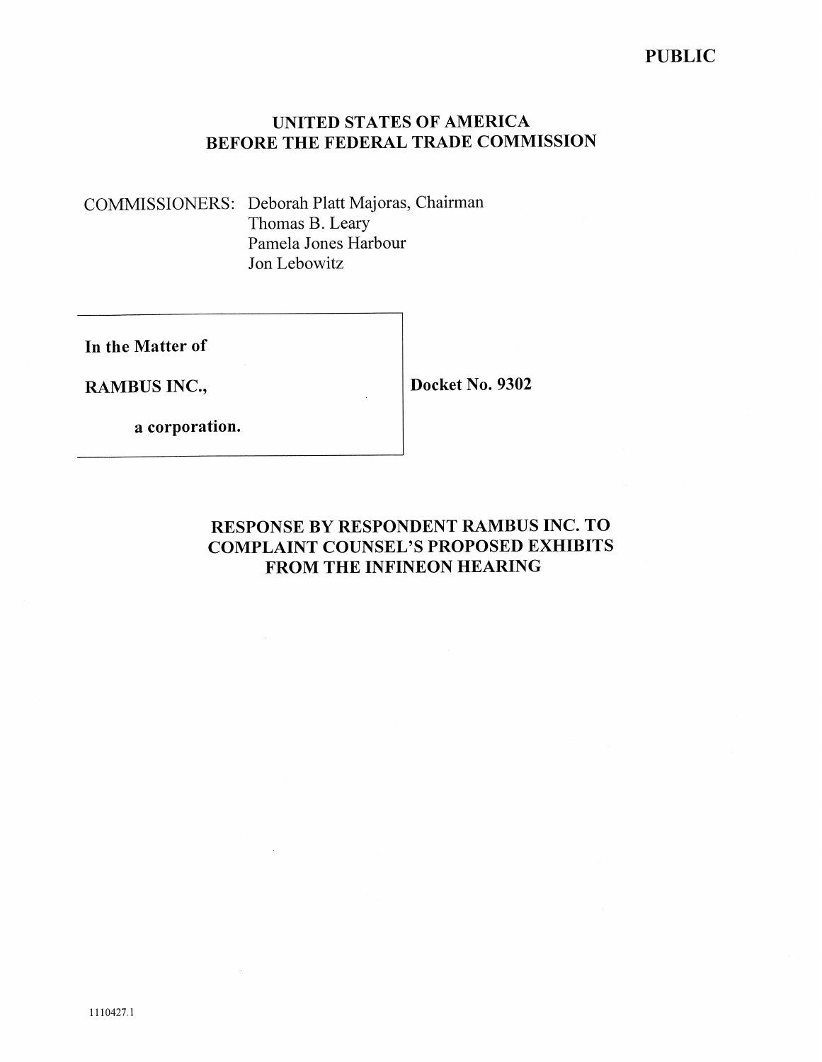**PUBLIC**

**UNITED STATES OF AMERICA**
**BEFORE THE FEDERAL TRADE COMMISSION**

COMMISSIONERS: Deborah Platt Majoras, Chairman
Thomas B. Leary
Pamela Jones Harbour
Jon Lebowitz

| | |
|---|---|
| **In the Matter of**<br><br>**RAMBUS INC.,**<br><br>**a corporation.** | **Docket No. 9302** |

**RESPONSE BY RESPONDENT RAMBUS INC. TO COMPLAINT COUNSEL'S PROPOSED EXHIBITS FROM THE INFINEON HEARING**

1110427.1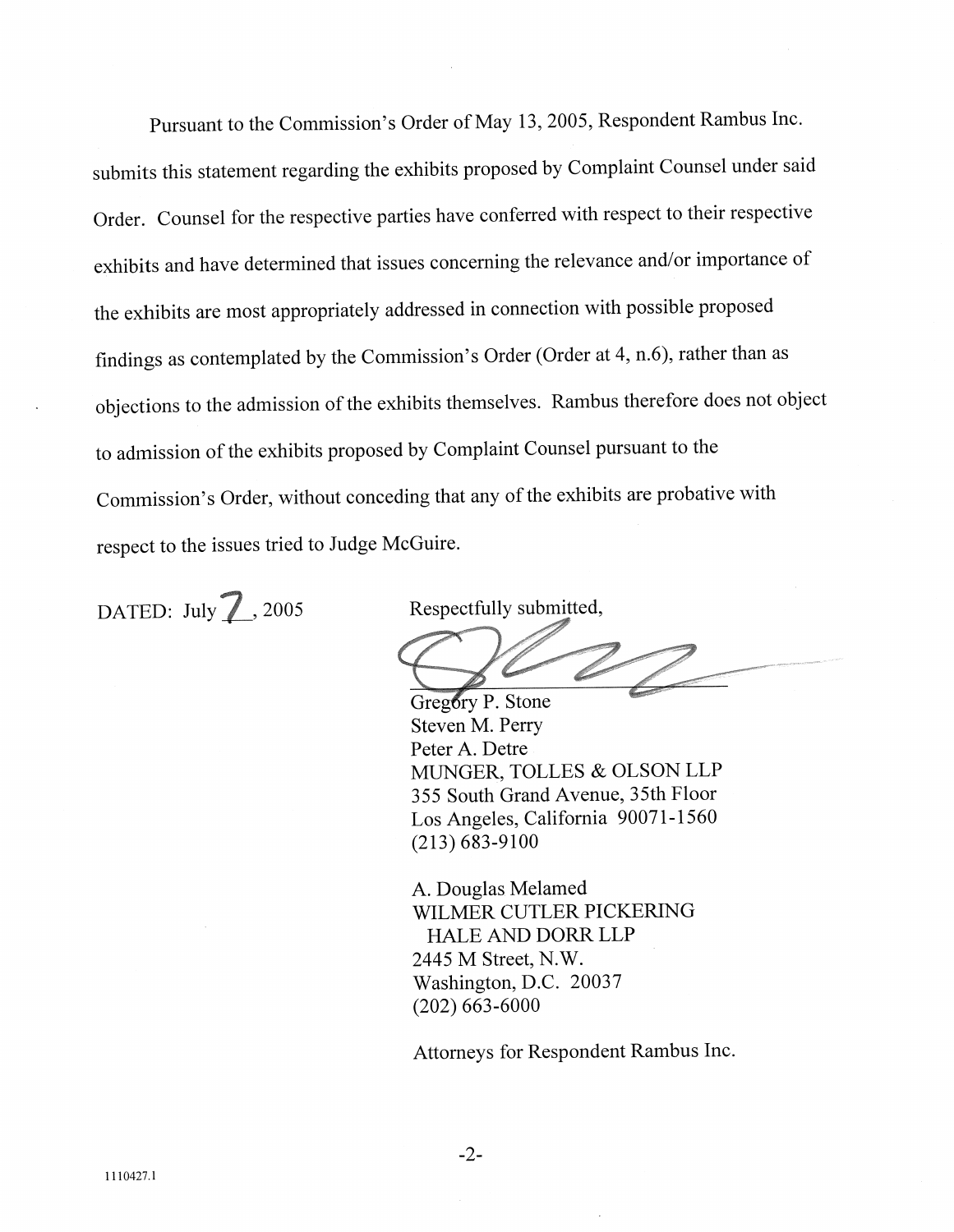Pursuant to the Commission's Order of May 13, 2005, Respondent Rambus Inc. submits this statement regarding the exhibits proposed by Complaint Counsel under said Order. Counsel for the respective parties have conferred with respect to their respective exhibits and have determined that issues concerning the relevance and/or importance of the exhibits are most appropriately addressed in connection with possible proposed findings as contemplated by the Commission's Order (Order at 4, n.6), rather than as objections to the admission of the exhibits themselves. Rambus therefore does not object to admission of the exhibits proposed by Complaint Counsel pursuant to the Commission's Order, without conceding that any of the exhibits are probative with respect to the issues tried to Judge McGuire.

DATED: July 7, 2005

Respectfully submitted,

Gregory P. Stone
Steven M. Perry
Peter A. Detre
MUNGER, TOLLES & OLSON LLP
355 South Grand Avenue, 35th Floor
Los Angeles, California 90071-1560
(213) 683-9100

A. Douglas Melamed
WILMER CUTLER PICKERING
HALE AND DORR LLP
2445 M Street, N.W.
Washington, D.C. 20037
(202) 663-6000

Attorneys for Respondent Rambus Inc.

1110427.1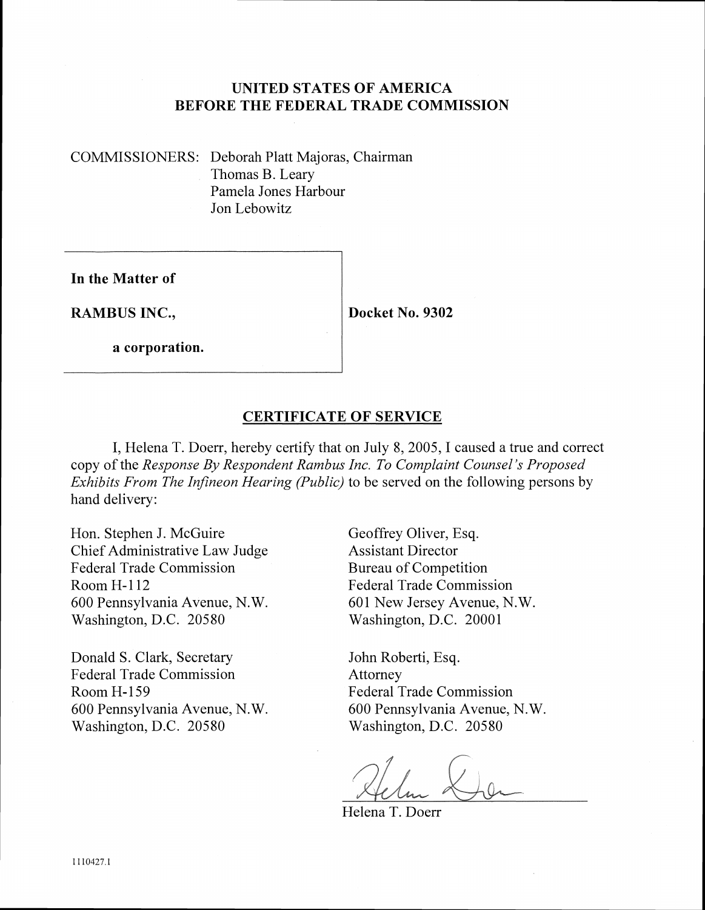**UNITED STATES OF AMERICA**
**BEFORE THE FEDERAL TRADE COMMISSION**

COMMISSIONERS: Deborah Platt Majoras, Chairman
Thomas B. Leary
Pamela Jones Harbour
Jon Lebowitz

| | |
|---|---|
| **In the Matter of**<br><br>**RAMBUS INC.,**<br><br>**a corporation.** | **Docket No. 9302** |

## CERTIFICATE OF SERVICE

I, Helena T. Doerr, hereby certify that on July 8, 2005, I caused a true and correct copy of the *Response By Respondent Rambus Inc. To Complaint Counsel's Proposed Exhibits From The Infineon Hearing (Public)* to be served on the following persons by hand delivery:

Hon. Stephen J. McGuire
Chief Administrative Law Judge
Federal Trade Commission
Room H-112
600 Pennsylvania Avenue, N.W.
Washington, D.C. 20580

Donald S. Clark, Secretary
Federal Trade Commission
Room H-159
600 Pennsylvania Avenue, N.W.
Washington, D.C. 20580

Geoffrey Oliver, Esq.
Assistant Director
Bureau of Competition
Federal Trade Commission
601 New Jersey Avenue, N.W.
Washington, D.C. 20001

John Roberti, Esq.
Attorney
Federal Trade Commission
600 Pennsylvania Avenue, N.W.
Washington, D.C. 20580

Helena T. Doerr

1110427.1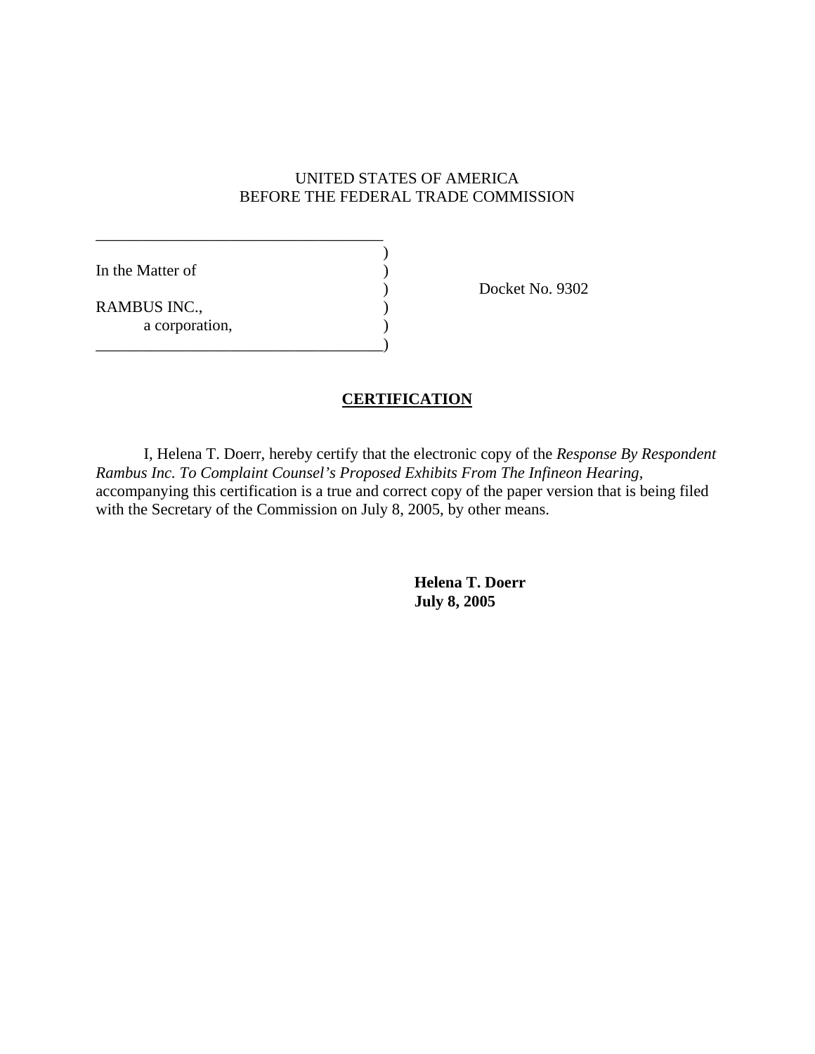UNITED STATES OF AMERICA
BEFORE THE FEDERAL TRADE COMMISSION

| | | |
|---|---|---|
| In the Matter of | ) | |
| | ) | Docket No. 9302 |
| RAMBUS INC., | ) | |
| a corporation, | ) | |

## CERTIFICATION

I, Helena T. Doerr, hereby certify that the electronic copy of the *Response By Respondent Rambus Inc. To Complaint Counsel's Proposed Exhibits From The Infineon Hearing,* accompanying this certification is a true and correct copy of the paper version that is being filed with the Secretary of the Commission on July 8, 2005, by other means.

**Helena T. Doerr**
**July 8, 2005**